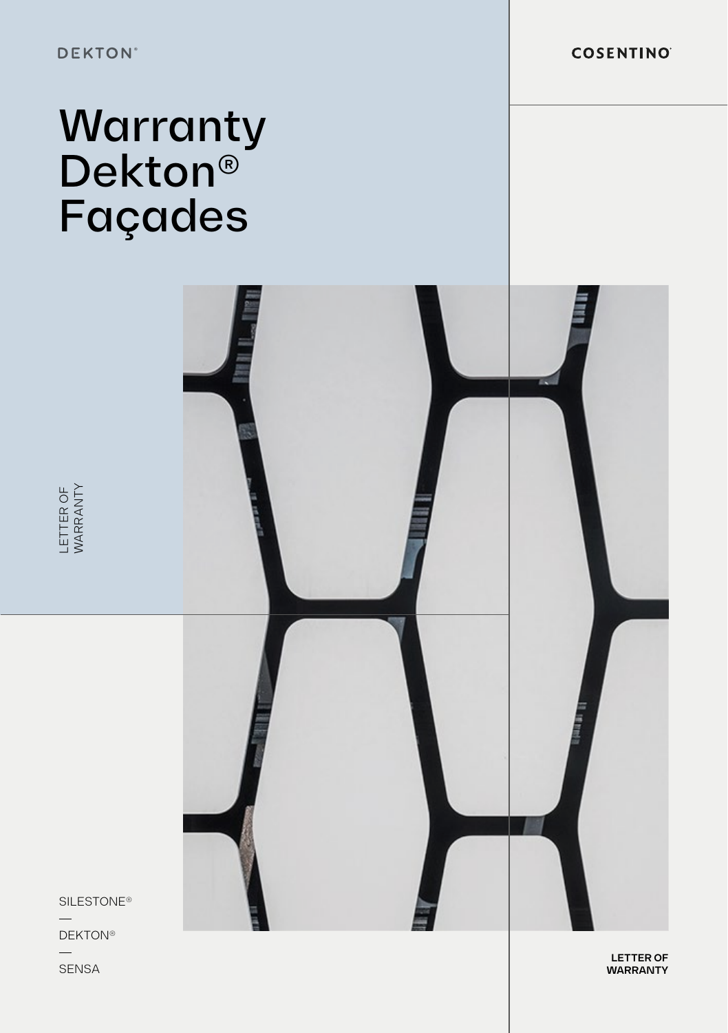DEKTON®

COSENTINO®

# Warranty Dekton® Façades

LETTER OF WARRANTY

SILESTONE®

—

DEKTON®

—

SENSA

**LETTER OF WARRANTY**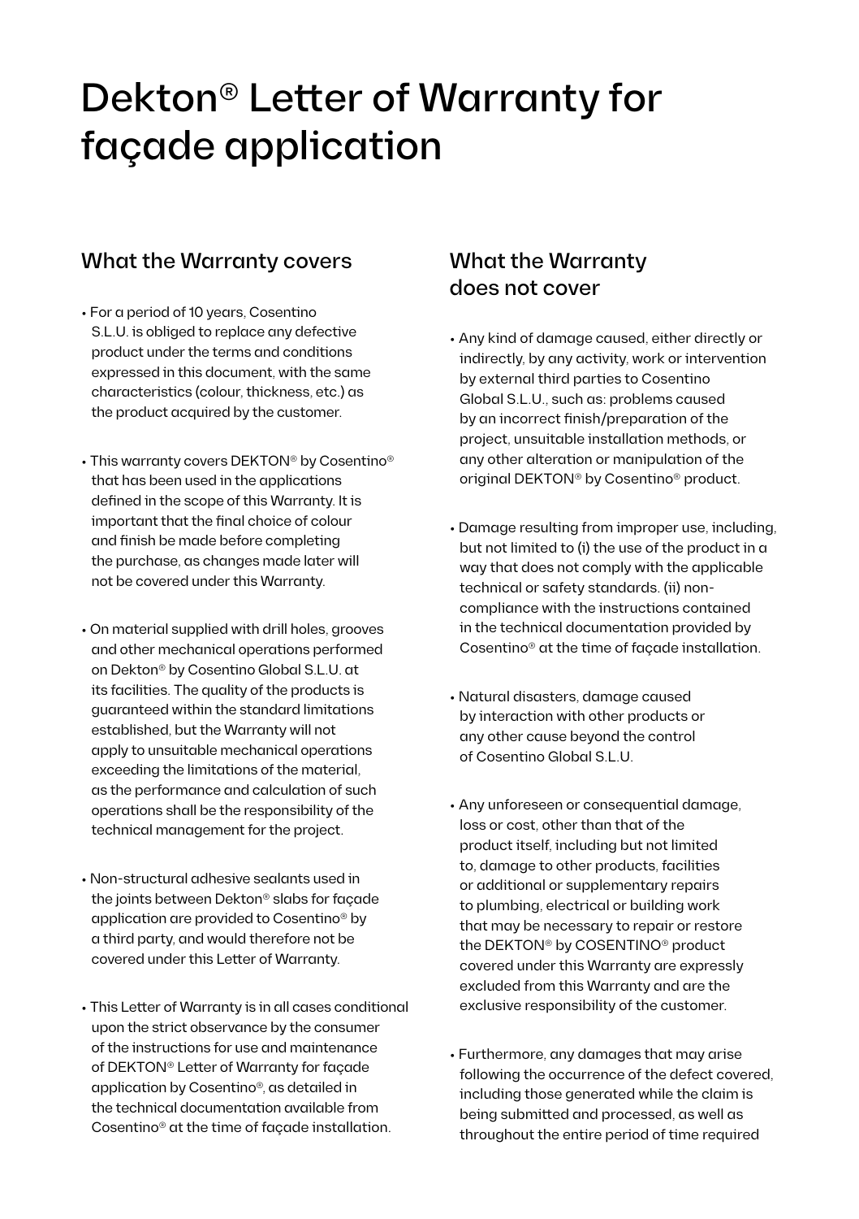# Dekton® Letter of Warranty for façade application

## What the Warranty covers

- For a period of 10 years, Cosentino S.L.U. is obliged to replace any defective product under the terms and conditions expressed in this document, with the same characteristics (colour, thickness, etc.) as the product acquired by the customer.
- This warranty covers DEKTON® by Cosentino® that has been used in the applications defined in the scope of this Warranty. It is important that the final choice of colour and finish be made before completing the purchase, as changes made later will not be covered under this Warranty.
- On material supplied with drill holes, grooves and other mechanical operations performed on Dekton® by Cosentino Global S.L.U. at its facilities. The quality of the products is guaranteed within the standard limitations established, but the Warranty will not apply to unsuitable mechanical operations exceeding the limitations of the material, as the performance and calculation of such operations shall be the responsibility of the technical management for the project.
- Non-structural adhesive sealants used in the joints between Dekton® slabs for façade application are provided to Cosentino® by a third party, and would therefore not be covered under this Letter of Warranty.
- This Letter of Warranty is in all cases conditional upon the strict observance by the consumer of the instructions for use and maintenance of DEKTON® Letter of Warranty for façade application by Cosentino®, as detailed in the technical documentation available from Cosentino® at the time of façade installation.

## What the Warranty does not cover

- Any kind of damage caused, either directly or indirectly, by any activity, work or intervention by external third parties to Cosentino Global S.L.U., such as: problems caused by an incorrect finish/preparation of the project, unsuitable installation methods, or any other alteration or manipulation of the original DEKTON® by Cosentino® product.
- Damage resulting from improper use, including, but not limited to (i) the use of the product in a way that does not comply with the applicable technical or safety standards. (ii) non-compliance with the instructions contained in the technical documentation provided by Cosentino® at the time of façade installation.
- Natural disasters, damage caused by interaction with other products or any other cause beyond the control of Cosentino Global S.L.U.
- Any unforeseen or consequential damage, loss or cost, other than that of the product itself, including but not limited to, damage to other products, facilities or additional or supplementary repairs to plumbing, electrical or building work that may be necessary to repair or restore the DEKTON® by COSENTINO® product covered under this Warranty are expressly excluded from this Warranty and are the exclusive responsibility of the customer.
- Furthermore, any damages that may arise following the occurrence of the defect covered, including those generated while the claim is being submitted and processed, as well as throughout the entire period of time required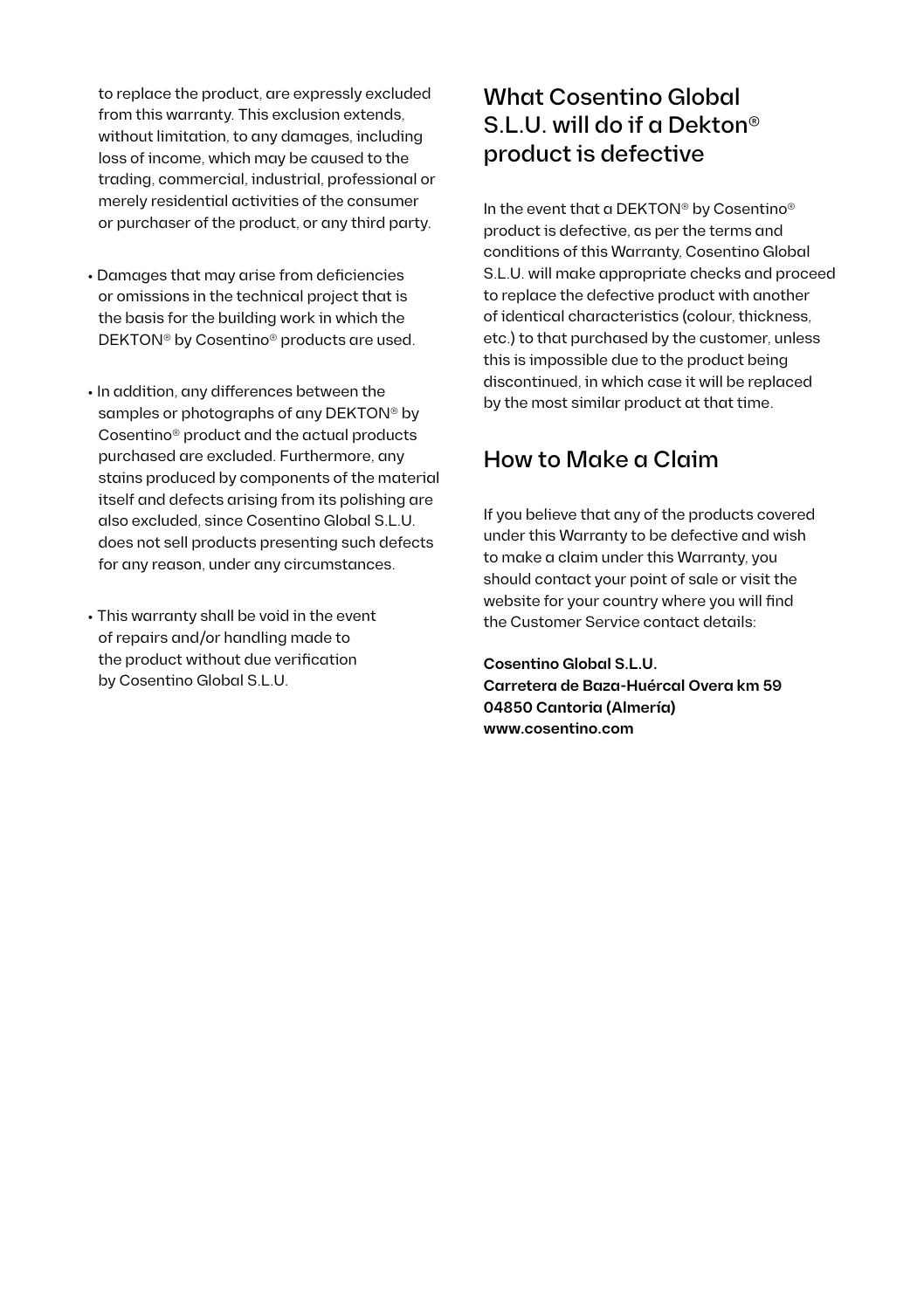to replace the product, are expressly excluded from this warranty. This exclusion extends, without limitation, to any damages, including loss of income, which may be caused to the trading, commercial, industrial, professional or merely residential activities of the consumer or purchaser of the product, or any third party.

- Damages that may arise from deficiencies or omissions in the technical project that is the basis for the building work in which the DEKTON® by Cosentino® products are used.

- In addition, any differences between the samples or photographs of any DEKTON® by Cosentino® product and the actual products purchased are excluded. Furthermore, any stains produced by components of the material itself and defects arising from its polishing are also excluded, since Cosentino Global S.L.U. does not sell products presenting such defects for any reason, under any circumstances.

- This warranty shall be void in the event of repairs and/or handling made to the product without due verification by Cosentino Global S.L.U.

## What Cosentino Global S.L.U. will do if a Dekton® product is defective

In the event that a DEKTON® by Cosentino® product is defective, as per the terms and conditions of this Warranty, Cosentino Global S.L.U. will make appropriate checks and proceed to replace the defective product with another of identical characteristics (colour, thickness, etc.) to that purchased by the customer, unless this is impossible due to the product being discontinued, in which case it will be replaced by the most similar product at that time.

## How to Make a Claim

If you believe that any of the products covered under this Warranty to be defective and wish to make a claim under this Warranty, you should contact your point of sale or visit the website for your country where you will find the Customer Service contact details:

**Cosentino Global S.L.U.**
**Carretera de Baza-Huércal Overa km 59**
**04850 Cantoria (Almería)**
**www.cosentino.com**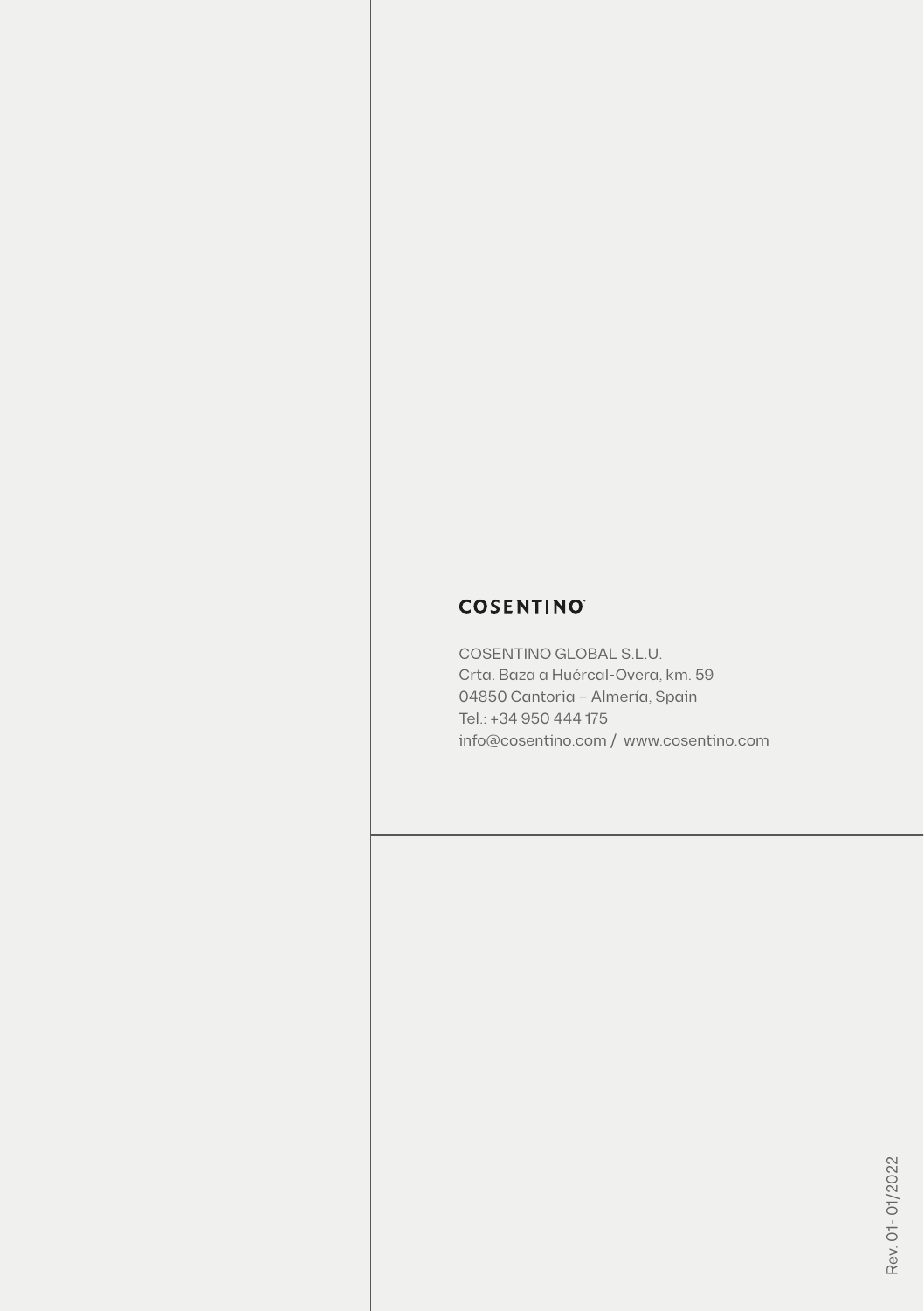**COSENTINO**

COSENTINO GLOBAL S.L.U.
Crta. Baza a Huércal-Overa, km. 59
04850 Cantoria – Almería, Spain
Tel.: +34 950 444 175
info@cosentino.com / www.cosentino.com

Rev. 01- 01/2022